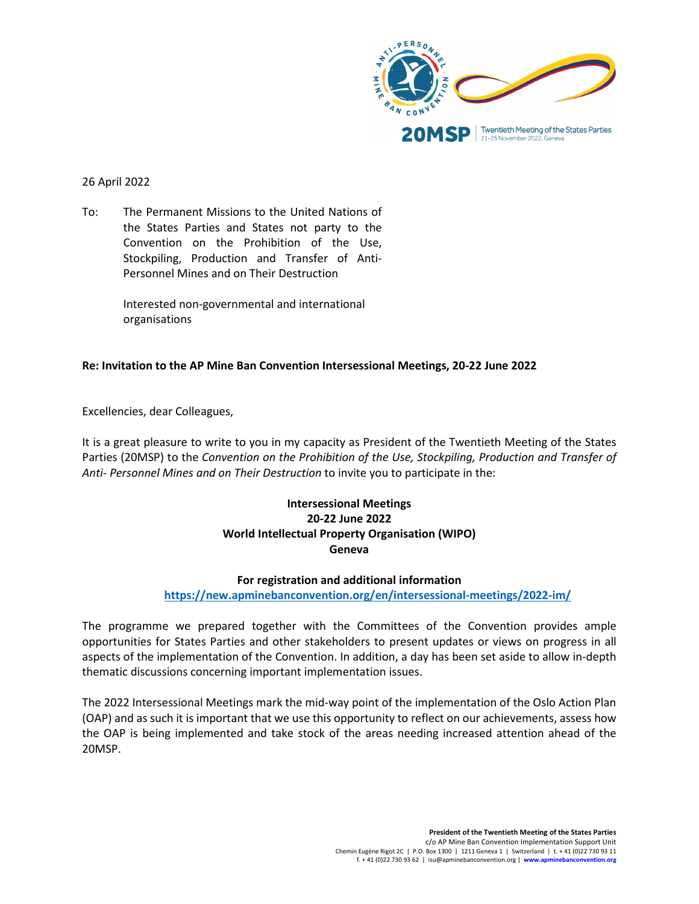20MSP | Twentieth Meeting of the States Parties
21-25 November 2022, Geneva

26 April 2022

To: The Permanent Missions to the United Nations of the States Parties and States not party to the Convention on the Prohibition of the Use, Stockpiling, Production and Transfer of Anti-Personnel Mines and on Their Destruction

Interested non-governmental and international organisations

**Re: Invitation to the AP Mine Ban Convention Intersessional Meetings, 20-22 June 2022**

Excellencies, dear Colleagues,

It is a great pleasure to write to you in my capacity as President of the Twentieth Meeting of the States Parties (20MSP) to the *Convention on the Prohibition of the Use, Stockpiling, Production and Transfer of Anti- Personnel Mines and on Their Destruction* to invite you to participate in the:

**Intersessional Meetings**
**20-22 June 2022**
**World Intellectual Property Organisation (WIPO)**
**Geneva**

**For registration and additional information**
https://new.apminebanconvention.org/en/intersessional-meetings/2022-im/

The programme we prepared together with the Committees of the Convention provides ample opportunities for States Parties and other stakeholders to present updates or views on progress in all aspects of the implementation of the Convention. In addition, a day has been set aside to allow in-depth thematic discussions concerning important implementation issues.

The 2022 Intersessional Meetings mark the mid-way point of the implementation of the Oslo Action Plan (OAP) and as such it is important that we use this opportunity to reflect on our achievements, assess how the OAP is being implemented and take stock of the areas needing increased attention ahead of the 20MSP.

**President of the Twentieth Meeting of the States Parties**
c/o AP Mine Ban Convention Implementation Support Unit
Chemin Eugène Rigot 2C | P.O. Box 1300 | 1211 Geneva 1 | Switzerland | t. + 41 (0)22 730 93 11
f. + 41 (0)22 730 93 62 | isu@apminebanconvention.org | **www.apminebanconvention.org**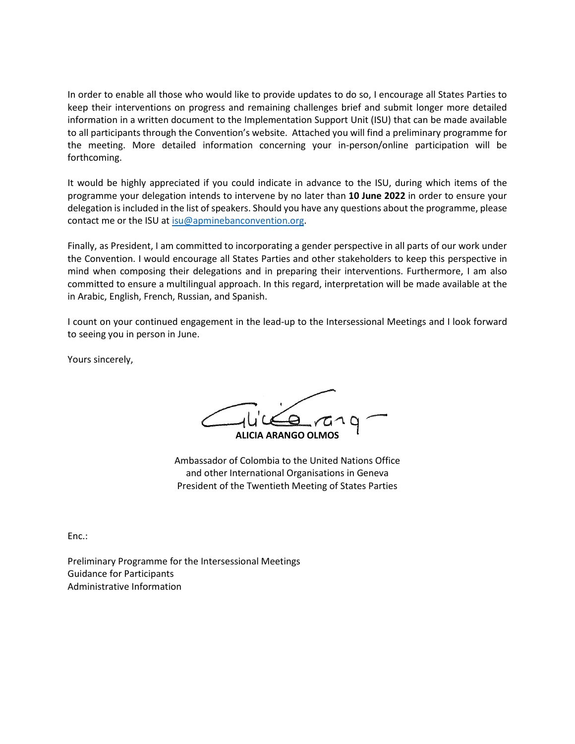In order to enable all those who would like to provide updates to do so, I encourage all States Parties to keep their interventions on progress and remaining challenges brief and submit longer more detailed information in a written document to the Implementation Support Unit (ISU) that can be made available to all participants through the Convention's website. Attached you will find a preliminary programme for the meeting. More detailed information concerning your in-person/online participation will be forthcoming.

It would be highly appreciated if you could indicate in advance to the ISU, during which items of the programme your delegation intends to intervene by no later than **10 June 2022** in order to ensure your delegation is included in the list of speakers. Should you have any questions about the programme, please contact me or the ISU at isu@apminebanconvention.org.

Finally, as President, I am committed to incorporating a gender perspective in all parts of our work under the Convention. I would encourage all States Parties and other stakeholders to keep this perspective in mind when composing their delegations and in preparing their interventions. Furthermore, I am also committed to ensure a multilingual approach. In this regard, interpretation will be made available at the in Arabic, English, French, Russian, and Spanish.

I count on your continued engagement in the lead-up to the Intersessional Meetings and I look forward to seeing you in person in June.

Yours sincerely,

**ALICIA ARANGO OLMOS**

Ambassador of Colombia to the United Nations Office
and other International Organisations in Geneva
President of the Twentieth Meeting of States Parties

Enc.:

Preliminary Programme for the Intersessional Meetings
Guidance for Participants
Administrative Information